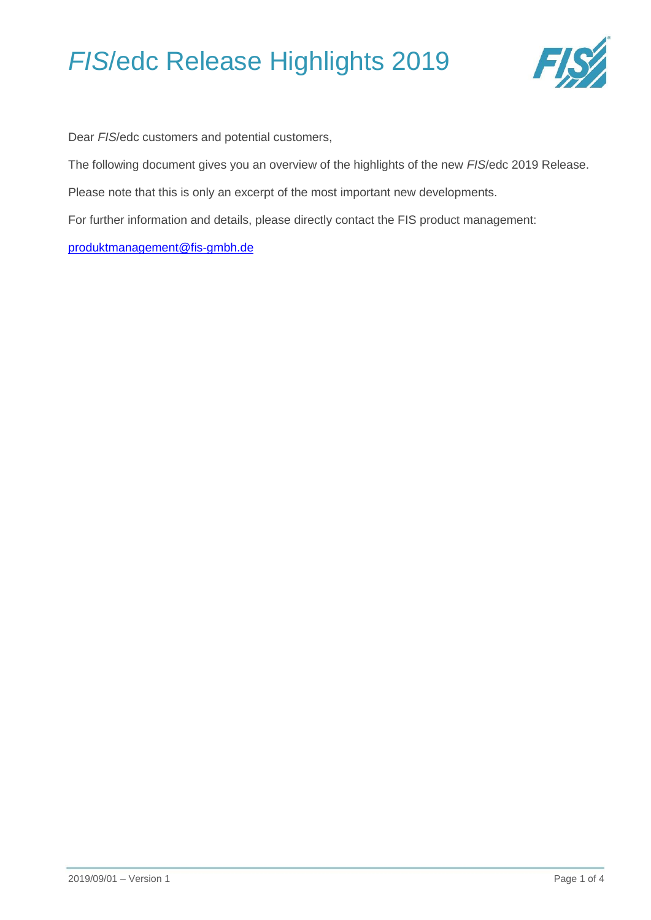# *FIS*/edc Release Highlights 2019

Dear *FIS*/edc customers and potential customers,

The following document gives you an overview of the highlights of the new *FIS*/edc 2019 Release.

Please note that this is only an excerpt of the most important new developments.

For further information and details, please directly contact the FIS product management:

produktmanagement@fis-gmbh.de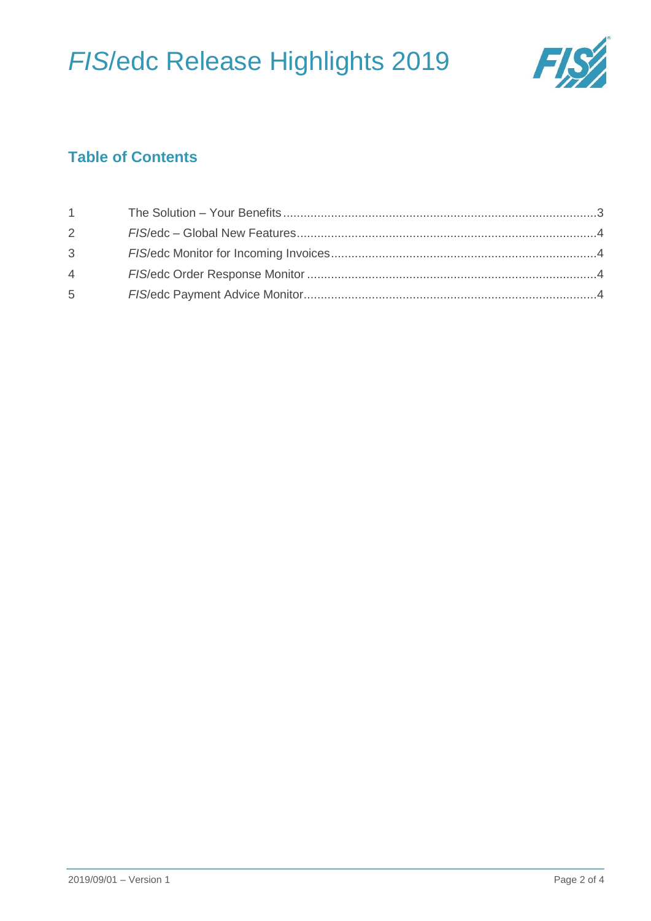## Table of Contents

| | | |
|---|---|---|
| 1 | The Solution – Your Benefits | 3 |
| 2 | *FIS*/edc – Global New Features | 4 |
| 3 | *FIS*/edc Monitor for Incoming Invoices | 4 |
| 4 | *FIS*/edc Order Response Monitor | 4 |
| 5 | *FIS*/edc Payment Advice Monitor | 4 |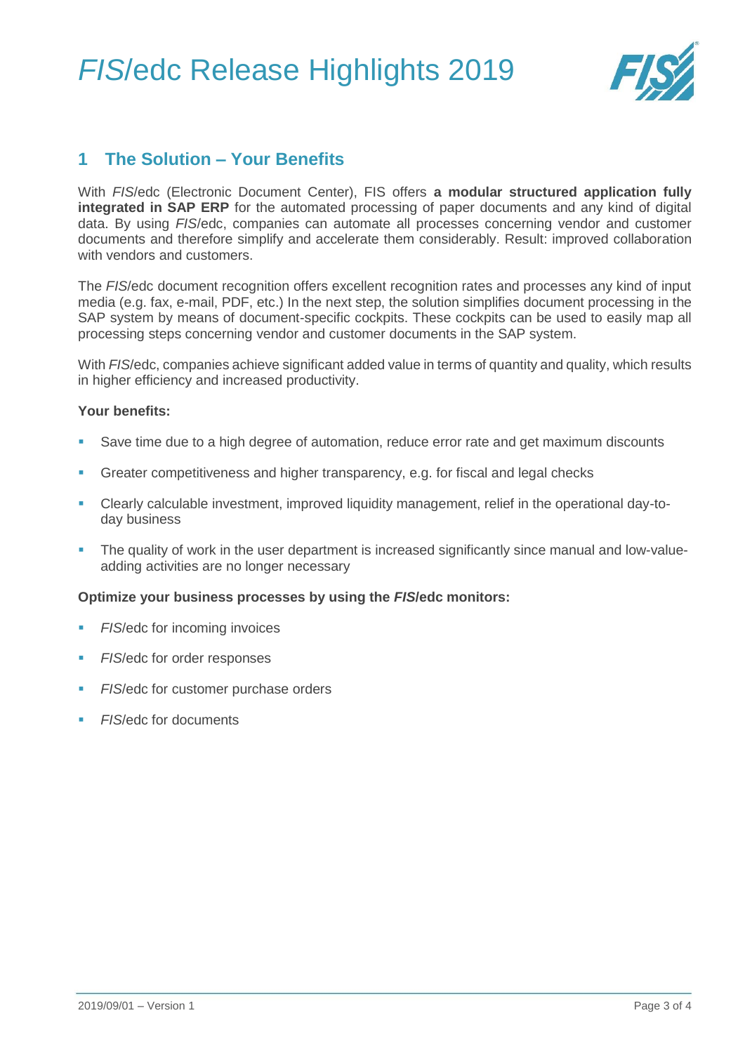## 1 The Solution – Your Benefits

With *FIS*/edc (Electronic Document Center), FIS offers **a modular structured application fully integrated in SAP ERP** for the automated processing of paper documents and any kind of digital data. By using *FIS*/edc, companies can automate all processes concerning vendor and customer documents and therefore simplify and accelerate them considerably. Result: improved collaboration with vendors and customers.

The *FIS*/edc document recognition offers excellent recognition rates and processes any kind of input media (e.g. fax, e-mail, PDF, etc.) In the next step, the solution simplifies document processing in the SAP system by means of document-specific cockpits. These cockpits can be used to easily map all processing steps concerning vendor and customer documents in the SAP system.

With *FIS*/edc, companies achieve significant added value in terms of quantity and quality, which results in higher efficiency and increased productivity.

**Your benefits:**

- Save time due to a high degree of automation, reduce error rate and get maximum discounts
- Greater competitiveness and higher transparency, e.g. for fiscal and legal checks
- Clearly calculable investment, improved liquidity management, relief in the operational day-to-day business
- The quality of work in the user department is increased significantly since manual and low-value-adding activities are no longer necessary

**Optimize your business processes by using the *FIS*/edc monitors:**

- *FIS*/edc for incoming invoices
- *FIS*/edc for order responses
- *FIS*/edc for customer purchase orders
- *FIS*/edc for documents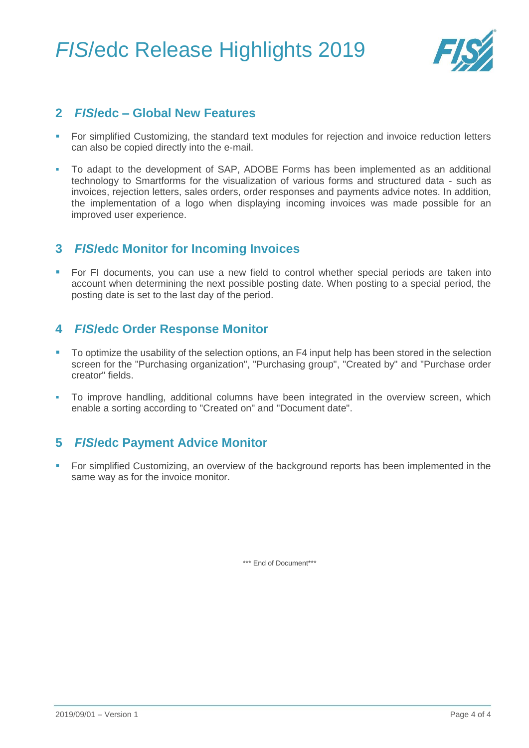## 2 *FIS*/edc – Global New Features

- For simplified Customizing, the standard text modules for rejection and invoice reduction letters can also be copied directly into the e-mail.
- To adapt to the development of SAP, ADOBE Forms has been implemented as an additional technology to Smartforms for the visualization of various forms and structured data - such as invoices, rejection letters, sales orders, order responses and payments advice notes. In addition, the implementation of a logo when displaying incoming invoices was made possible for an improved user experience.

## 3 *FIS*/edc Monitor for Incoming Invoices

- For FI documents, you can use a new field to control whether special periods are taken into account when determining the next possible posting date. When posting to a special period, the posting date is set to the last day of the period.

## 4 *FIS*/edc Order Response Monitor

- To optimize the usability of the selection options, an F4 input help has been stored in the selection screen for the "Purchasing organization", "Purchasing group", "Created by" and "Purchase order creator" fields.
- To improve handling, additional columns have been integrated in the overview screen, which enable a sorting according to "Created on" and "Document date".

## 5 *FIS*/edc Payment Advice Monitor

- For simplified Customizing, an overview of the background reports has been implemented in the same way as for the invoice monitor.

*** End of Document***